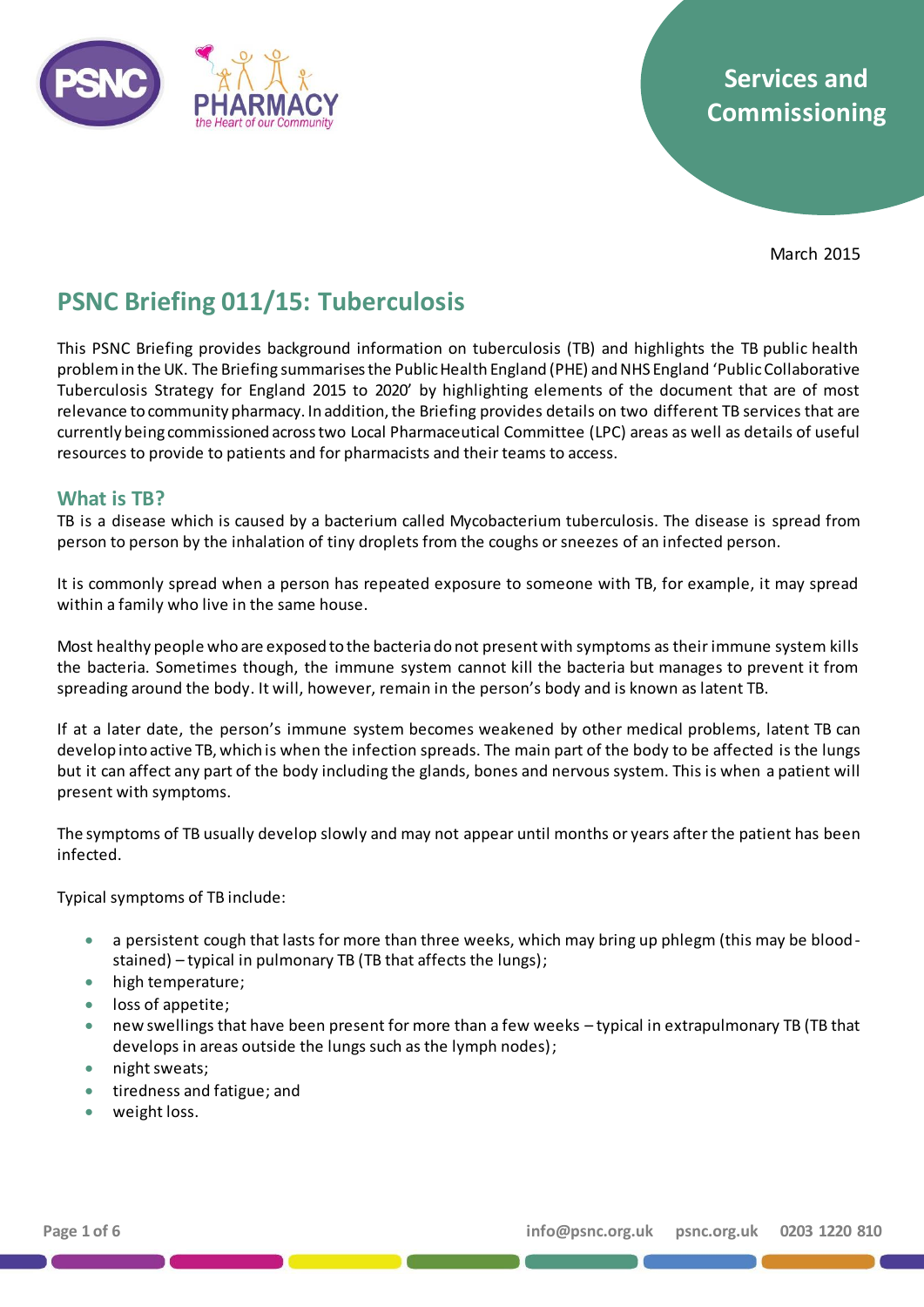Services and Commissioning

March 2015

# PSNC Briefing 011/15: Tuberculosis

This PSNC Briefing provides background information on tuberculosis (TB) and highlights the TB public health problem in the UK. The Briefing summarises the Public Health England (PHE) and NHS England 'Public Collaborative Tuberculosis Strategy for England 2015 to 2020' by highlighting elements of the document that are of most relevance to community pharmacy. In addition, the Briefing provides details on two different TB services that are currently being commissioned across two Local Pharmaceutical Committee (LPC) areas as well as details of useful resources to provide to patients and for pharmacists and their teams to access.

## What is TB?

TB is a disease which is caused by a bacterium called Mycobacterium tuberculosis. The disease is spread from person to person by the inhalation of tiny droplets from the coughs or sneezes of an infected person.

It is commonly spread when a person has repeated exposure to someone with TB, for example, it may spread within a family who live in the same house.

Most healthy people who are exposed to the bacteria do not present with symptoms as their immune system kills the bacteria. Sometimes though, the immune system cannot kill the bacteria but manages to prevent it from spreading around the body. It will, however, remain in the person's body and is known as latent TB.

If at a later date, the person's immune system becomes weakened by other medical problems, latent TB can develop into active TB, which is when the infection spreads. The main part of the body to be affected is the lungs but it can affect any part of the body including the glands, bones and nervous system. This is when a patient will present with symptoms.

The symptoms of TB usually develop slowly and may not appear until months or years after the patient has been infected.

Typical symptoms of TB include:

- a persistent cough that lasts for more than three weeks, which may bring up phlegm (this may be blood-stained) – typical in pulmonary TB (TB that affects the lungs);
- high temperature;
- loss of appetite;
- new swellings that have been present for more than a few weeks – typical in extrapulmonary TB (TB that develops in areas outside the lungs such as the lymph nodes);
- night sweats;
- tiredness and fatigue; and
- weight loss.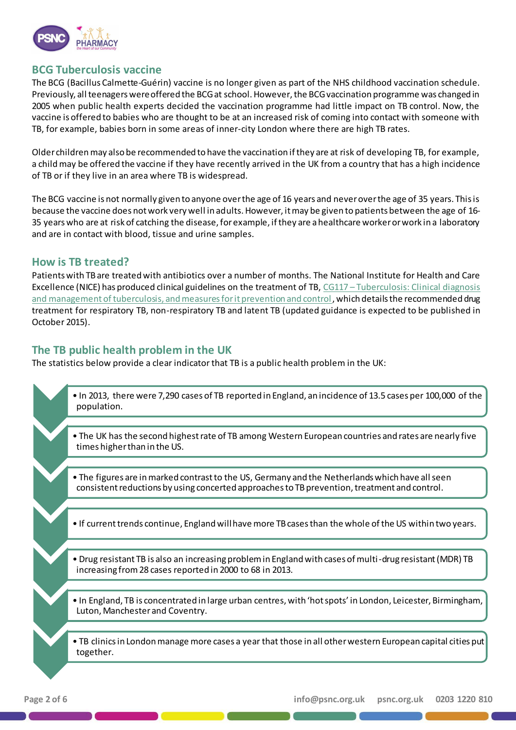## BCG Tuberculosis vaccine

The BCG (Bacillus Calmette-Guérin) vaccine is no longer given as part of the NHS childhood vaccination schedule. Previously, all teenagers were offered the BCG at school. However, the BCG vaccination programme was changed in 2005 when public health experts decided the vaccination programme had little impact on TB control. Now, the vaccine is offered to babies who are thought to be at an increased risk of coming into contact with someone with TB, for example, babies born in some areas of inner-city London where there are high TB rates.

Older children may also be recommended to have the vaccination if they are at risk of developing TB, for example, a child may be offered the vaccine if they have recently arrived in the UK from a country that has a high incidence of TB or if they live in an area where TB is widespread.

The BCG vaccine is not normally given to anyone over the age of 16 years and never over the age of 35 years. This is because the vaccine does not work very well in adults. However, it may be given to patients between the age of 16-35 years who are at risk of catching the disease, for example, if they are a healthcare worker or work in a laboratory and are in contact with blood, tissue and urine samples.

## How is TB treated?

Patients with TB are treated with antibiotics over a number of months. The National Institute for Health and Care Excellence (NICE) has produced clinical guidelines on the treatment of TB, CG117 – Tuberculosis: Clinical diagnosis and management of tuberculosis, and measures for it prevention and control, which details the recommended drug treatment for respiratory TB, non-respiratory TB and latent TB (updated guidance is expected to be published in October 2015).

## The TB public health problem in the UK

The statistics below provide a clear indicator that TB is a public health problem in the UK:

- In 2013, there were 7,290 cases of TB reported in England, an incidence of 13.5 cases per 100,000 of the population.
- The UK has the second highest rate of TB among Western European countries and rates are nearly five times higher than in the US.
- The figures are in marked contrast to the US, Germany and the Netherlands which have all seen consistent reductions by using concerted approaches to TB prevention, treatment and control.
- If current trends continue, England will have more TB cases than the whole of the US within two years.
- Drug resistant TB is also an increasing problem in England with cases of multi-drug resistant (MDR) TB increasing from 28 cases reported in 2000 to 68 in 2013.
- In England, TB is concentrated in large urban centres, with 'hot spots' in London, Leicester, Birmingham, Luton, Manchester and Coventry.
- TB clinics in London manage more cases a year that those in all other western European capital cities put together.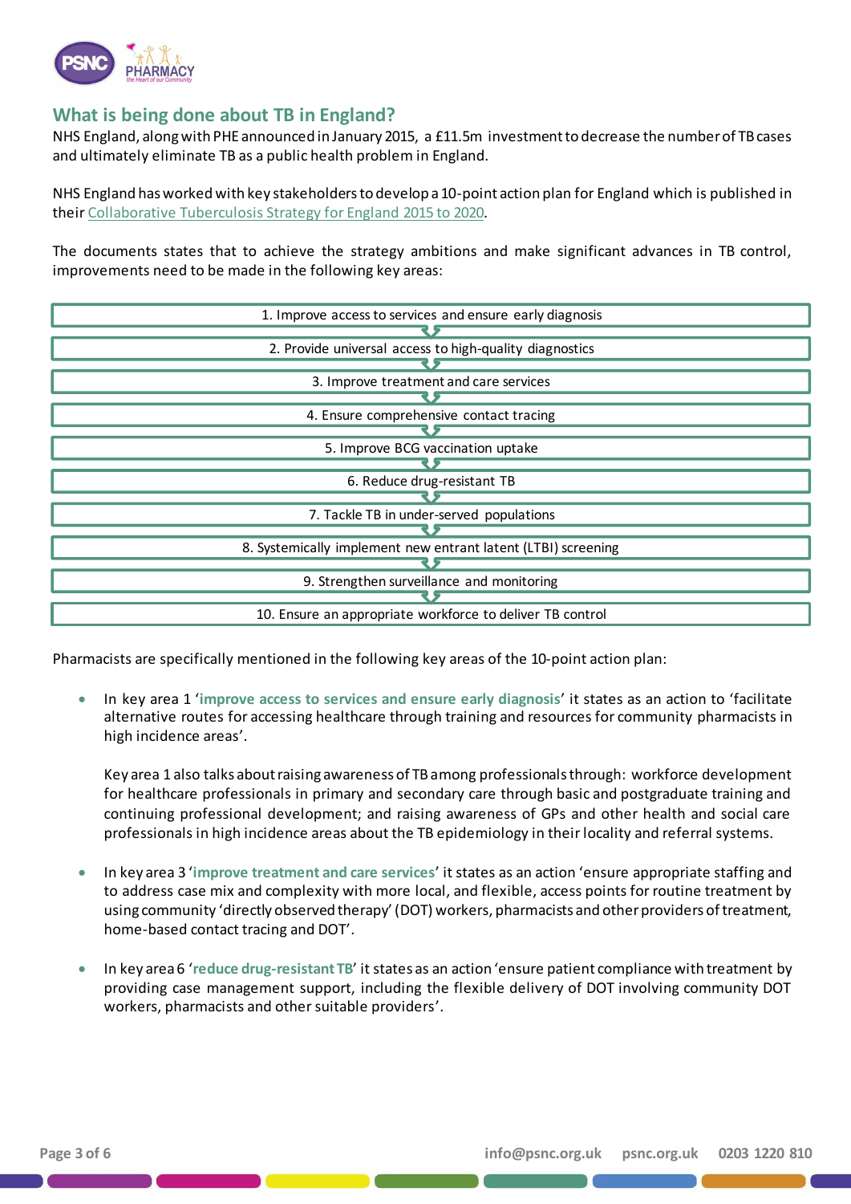## What is being done about TB in England?

NHS England, along with PHE announced in January 2015, a £11.5m investment to decrease the number of TB cases and ultimately eliminate TB as a public health problem in England.

NHS England has worked with key stakeholders to develop a 10-point action plan for England which is published in their Collaborative Tuberculosis Strategy for England 2015 to 2020.

The documents states that to achieve the strategy ambitions and make significant advances in TB control, improvements need to be made in the following key areas:

1. Improve access to services and ensure early diagnosis
2. Provide universal access to high-quality diagnostics
3. Improve treatment and care services
4. Ensure comprehensive contact tracing
5. Improve BCG vaccination uptake
6. Reduce drug-resistant TB
7. Tackle TB in under-served populations
8. Systemically implement new entrant latent (LTBI) screening
9. Strengthen surveillance and monitoring
10. Ensure an appropriate workforce to deliver TB control

Pharmacists are specifically mentioned in the following key areas of the 10-point action plan:

- In key area 1 '**improve access to services and ensure early diagnosis**' it states as an action to 'facilitate alternative routes for accessing healthcare through training and resources for community pharmacists in high incidence areas'.

  Key area 1 also talks about raising awareness of TB among professionals through: workforce development for healthcare professionals in primary and secondary care through basic and postgraduate training and continuing professional development; and raising awareness of GPs and other health and social care professionals in high incidence areas about the TB epidemiology in their locality and referral systems.

- In key area 3 '**improve treatment and care services**' it states as an action 'ensure appropriate staffing and to address case mix and complexity with more local, and flexible, access points for routine treatment by using community 'directly observed therapy' (DOT) workers, pharmacists and other providers of treatment, home-based contact tracing and DOT'.

- In key area 6 '**reduce drug-resistant TB**' it states as an action 'ensure patient compliance with treatment by providing case management support, including the flexible delivery of DOT involving community DOT workers, pharmacists and other suitable providers'.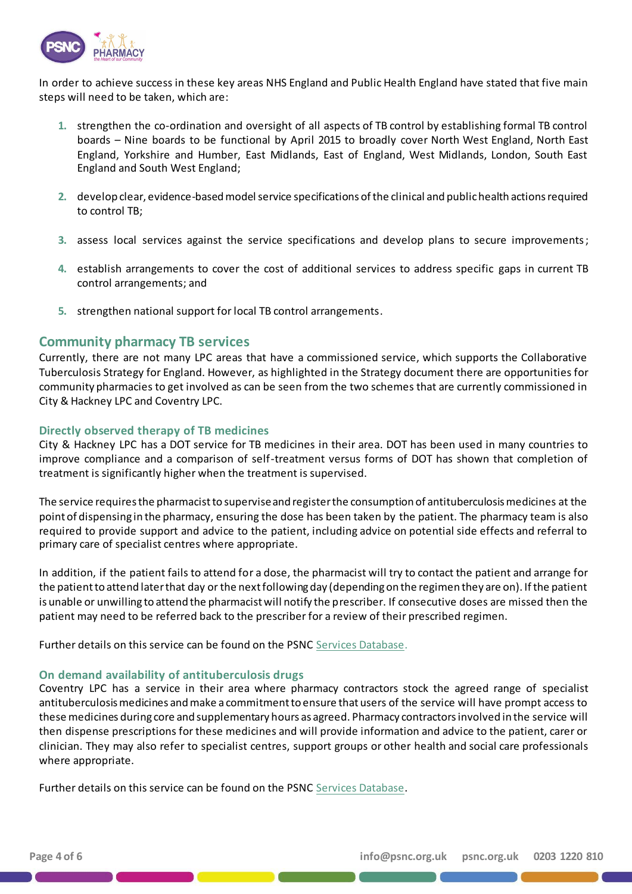In order to achieve success in these key areas NHS England and Public Health England have stated that five main steps will need to be taken, which are:

1. strengthen the co-ordination and oversight of all aspects of TB control by establishing formal TB control boards – Nine boards to be functional by April 2015 to broadly cover North West England, North East England, Yorkshire and Humber, East Midlands, East of England, West Midlands, London, South East England and South West England;

2. develop clear, evidence-based model service specifications of the clinical and public health actions required to control TB;

3. assess local services against the service specifications and develop plans to secure improvements;

4. establish arrangements to cover the cost of additional services to address specific gaps in current TB control arrangements; and

5. strengthen national support for local TB control arrangements.

## Community pharmacy TB services

Currently, there are not many LPC areas that have a commissioned service, which supports the Collaborative Tuberculosis Strategy for England. However, as highlighted in the Strategy document there are opportunities for community pharmacies to get involved as can be seen from the two schemes that are currently commissioned in City & Hackney LPC and Coventry LPC.

### Directly observed therapy of TB medicines

City & Hackney LPC has a DOT service for TB medicines in their area. DOT has been used in many countries to improve compliance and a comparison of self-treatment versus forms of DOT has shown that completion of treatment is significantly higher when the treatment is supervised.

The service requires the pharmacist to supervise and register the consumption of antituberculosis medicines at the point of dispensing in the pharmacy, ensuring the dose has been taken by the patient. The pharmacy team is also required to provide support and advice to the patient, including advice on potential side effects and referral to primary care of specialist centres where appropriate.

In addition, if the patient fails to attend for a dose, the pharmacist will try to contact the patient and arrange for the patient to attend later that day or the next following day (depending on the regimen they are on). If the patient is unable or unwilling to attend the pharmacist will notify the prescriber. If consecutive doses are missed then the patient may need to be referred back to the prescriber for a review of their prescribed regimen.

Further details on this service can be found on the PSNC Services Database.

### On demand availability of antituberculosis drugs

Coventry LPC has a service in their area where pharmacy contractors stock the agreed range of specialist antituberculosis medicines and make a commitment to ensure that users of the service will have prompt access to these medicines during core and supplementary hours as agreed. Pharmacy contractors involved in the service will then dispense prescriptions for these medicines and will provide information and advice to the patient, carer or clinician. They may also refer to specialist centres, support groups or other health and social care professionals where appropriate.

Further details on this service can be found on the PSNC Services Database.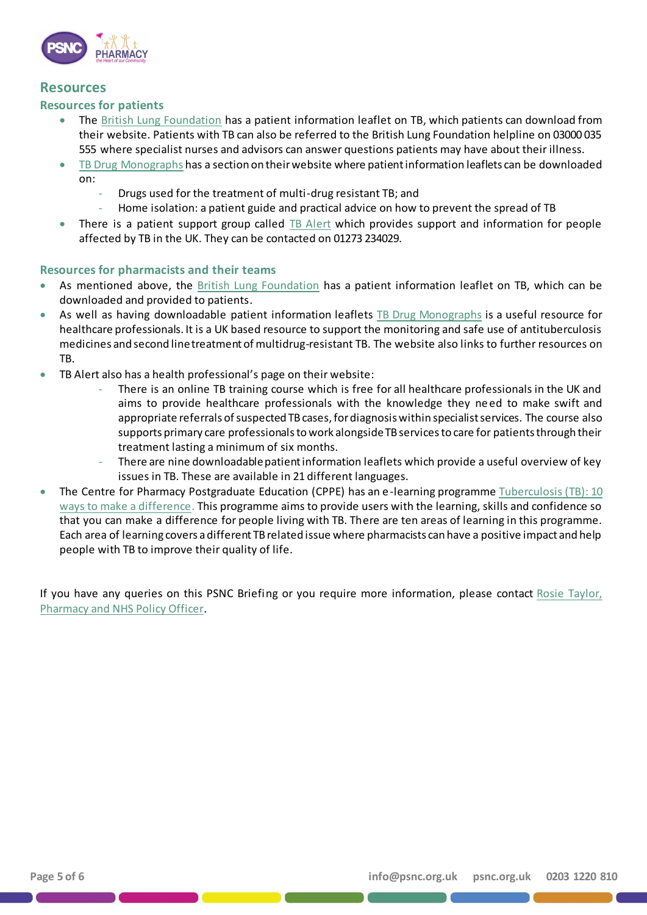## Resources

### Resources for patients

- The British Lung Foundation has a patient information leaflet on TB, which patients can download from their website. Patients with TB can also be referred to the British Lung Foundation helpline on 03000 035 555 where specialist nurses and advisors can answer questions patients may have about their illness.
- TB Drug Monographs has a section on their website where patient information leaflets can be downloaded on:
  - Drugs used for the treatment of multi-drug resistant TB; and
  - Home isolation: a patient guide and practical advice on how to prevent the spread of TB
- There is a patient support group called TB Alert which provides support and information for people affected by TB in the UK. They can be contacted on 01273 234029.

### Resources for pharmacists and their teams

- As mentioned above, the British Lung Foundation has a patient information leaflet on TB, which can be downloaded and provided to patients.
- As well as having downloadable patient information leaflets TB Drug Monographs is a useful resource for healthcare professionals. It is a UK based resource to support the monitoring and safe use of antituberculosis medicines and second line treatment of multidrug-resistant TB. The website also links to further resources on TB.
- TB Alert also has a health professional's page on their website:
  - There is an online TB training course which is free for all healthcare professionals in the UK and aims to provide healthcare professionals with the knowledge they need to make swift and appropriate referrals of suspected TB cases, for diagnosis within specialist services. The course also supports primary care professionals to work alongside TB services to care for patients through their treatment lasting a minimum of six months.
  - There are nine downloadable patient information leaflets which provide a useful overview of key issues in TB. These are available in 21 different languages.
- The Centre for Pharmacy Postgraduate Education (CPPE) has an e-learning programme Tuberculosis (TB): 10 ways to make a difference. This programme aims to provide users with the learning, skills and confidence so that you can make a difference for people living with TB. There are ten areas of learning in this programme. Each area of learning covers a different TB related issue where pharmacists can have a positive impact and help people with TB to improve their quality of life.

If you have any queries on this PSNC Briefing or you require more information, please contact Rosie Taylor, Pharmacy and NHS Policy Officer.